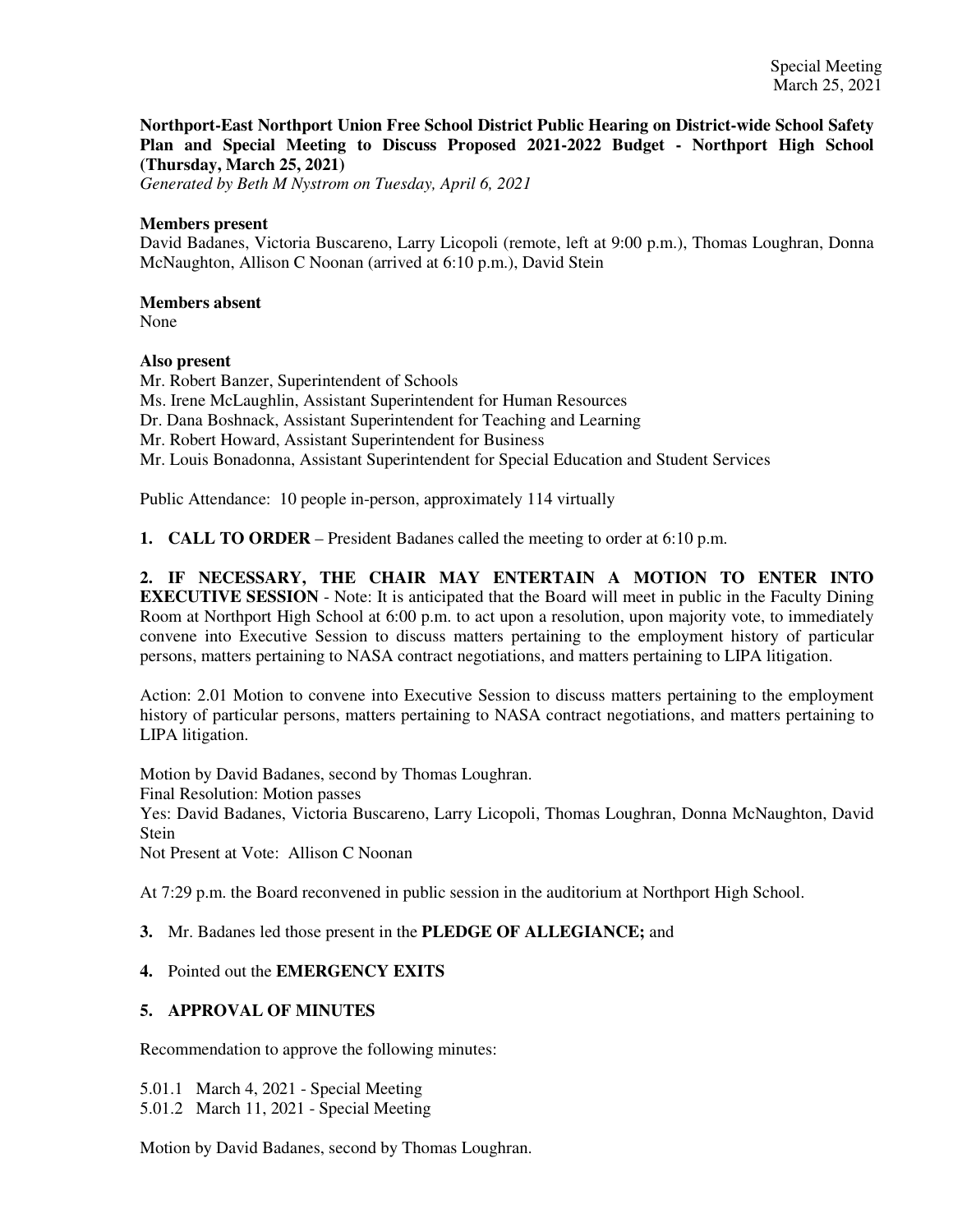Special Meeting
March 25, 2021

**Northport-East Northport Union Free School District Public Hearing on District-wide School Safety Plan and Special Meeting to Discuss Proposed 2021-2022 Budget - Northport High School (Thursday, March 25, 2021)**
*Generated by Beth M Nystrom on Tuesday, April 6, 2021*

**Members present**
David Badanes, Victoria Buscareno, Larry Licopoli (remote, left at 9:00 p.m.), Thomas Loughran, Donna McNaughton, Allison C Noonan (arrived at 6:10 p.m.), David Stein

**Members absent**
None

**Also present**
Mr. Robert Banzer, Superintendent of Schools
Ms. Irene McLaughlin, Assistant Superintendent for Human Resources
Dr. Dana Boshnack, Assistant Superintendent for Teaching and Learning
Mr. Robert Howard, Assistant Superintendent for Business
Mr. Louis Bonadonna, Assistant Superintendent for Special Education and Student Services

Public Attendance: 10 people in-person, approximately 114 virtually

**1. CALL TO ORDER** – President Badanes called the meeting to order at 6:10 p.m.

**2. IF NECESSARY, THE CHAIR MAY ENTERTAIN A MOTION TO ENTER INTO EXECUTIVE SESSION** - Note: It is anticipated that the Board will meet in public in the Faculty Dining Room at Northport High School at 6:00 p.m. to act upon a resolution, upon majority vote, to immediately convene into Executive Session to discuss matters pertaining to the employment history of particular persons, matters pertaining to NASA contract negotiations, and matters pertaining to LIPA litigation.

Action: 2.01 Motion to convene into Executive Session to discuss matters pertaining to the employment history of particular persons, matters pertaining to NASA contract negotiations, and matters pertaining to LIPA litigation.

Motion by David Badanes, second by Thomas Loughran.
Final Resolution: Motion passes
Yes: David Badanes, Victoria Buscareno, Larry Licopoli, Thomas Loughran, Donna McNaughton, David Stein
Not Present at Vote: Allison C Noonan

At 7:29 p.m. the Board reconvened in public session in the auditorium at Northport High School.

**3.** Mr. Badanes led those present in the **PLEDGE OF ALLEGIANCE;** and

**4.** Pointed out the **EMERGENCY EXITS**

**5. APPROVAL OF MINUTES**

Recommendation to approve the following minutes:

5.01.1 March 4, 2021 - Special Meeting
5.01.2 March 11, 2021 - Special Meeting

Motion by David Badanes, second by Thomas Loughran.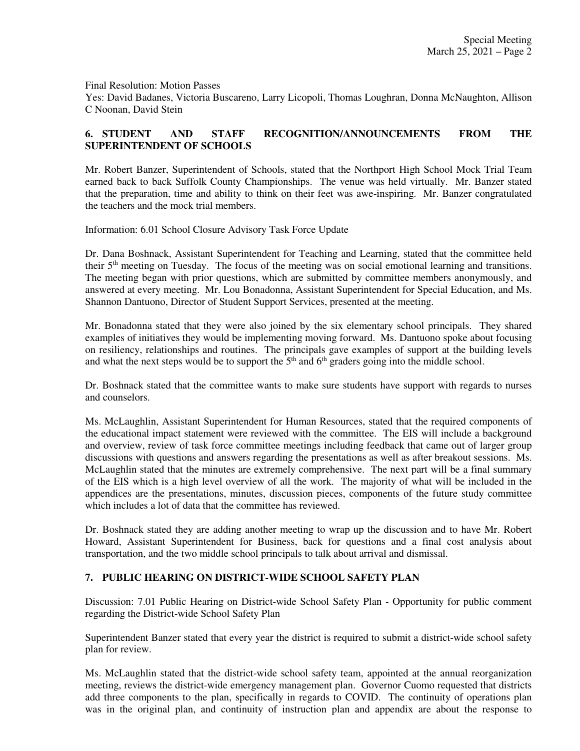Final Resolution: Motion Passes
Yes: David Badanes, Victoria Buscareno, Larry Licopoli, Thomas Loughran, Donna McNaughton, Allison C Noonan, David Stein

## 6. STUDENT AND STAFF RECOGNITION/ANNOUNCEMENTS FROM THE SUPERINTENDENT OF SCHOOLS

Mr. Robert Banzer, Superintendent of Schools, stated that the Northport High School Mock Trial Team earned back to back Suffolk County Championships. The venue was held virtually. Mr. Banzer stated that the preparation, time and ability to think on their feet was awe-inspiring. Mr. Banzer congratulated the teachers and the mock trial members.

Information: 6.01 School Closure Advisory Task Force Update

Dr. Dana Boshnack, Assistant Superintendent for Teaching and Learning, stated that the committee held their 5th meeting on Tuesday. The focus of the meeting was on social emotional learning and transitions. The meeting began with prior questions, which are submitted by committee members anonymously, and answered at every meeting. Mr. Lou Bonadonna, Assistant Superintendent for Special Education, and Ms. Shannon Dantuono, Director of Student Support Services, presented at the meeting.

Mr. Bonadonna stated that they were also joined by the six elementary school principals. They shared examples of initiatives they would be implementing moving forward. Ms. Dantuono spoke about focusing on resiliency, relationships and routines. The principals gave examples of support at the building levels and what the next steps would be to support the 5th and 6th graders going into the middle school.

Dr. Boshnack stated that the committee wants to make sure students have support with regards to nurses and counselors.

Ms. McLaughlin, Assistant Superintendent for Human Resources, stated that the required components of the educational impact statement were reviewed with the committee. The EIS will include a background and overview, review of task force committee meetings including feedback that came out of larger group discussions with questions and answers regarding the presentations as well as after breakout sessions. Ms. McLaughlin stated that the minutes are extremely comprehensive. The next part will be a final summary of the EIS which is a high level overview of all the work. The majority of what will be included in the appendices are the presentations, minutes, discussion pieces, components of the future study committee which includes a lot of data that the committee has reviewed.

Dr. Boshnack stated they are adding another meeting to wrap up the discussion and to have Mr. Robert Howard, Assistant Superintendent for Business, back for questions and a final cost analysis about transportation, and the two middle school principals to talk about arrival and dismissal.

## 7. PUBLIC HEARING ON DISTRICT-WIDE SCHOOL SAFETY PLAN

Discussion: 7.01 Public Hearing on District-wide School Safety Plan - Opportunity for public comment regarding the District-wide School Safety Plan

Superintendent Banzer stated that every year the district is required to submit a district-wide school safety plan for review.

Ms. McLaughlin stated that the district-wide school safety team, appointed at the annual reorganization meeting, reviews the district-wide emergency management plan. Governor Cuomo requested that districts add three components to the plan, specifically in regards to COVID. The continuity of operations plan was in the original plan, and continuity of instruction plan and appendix are about the response to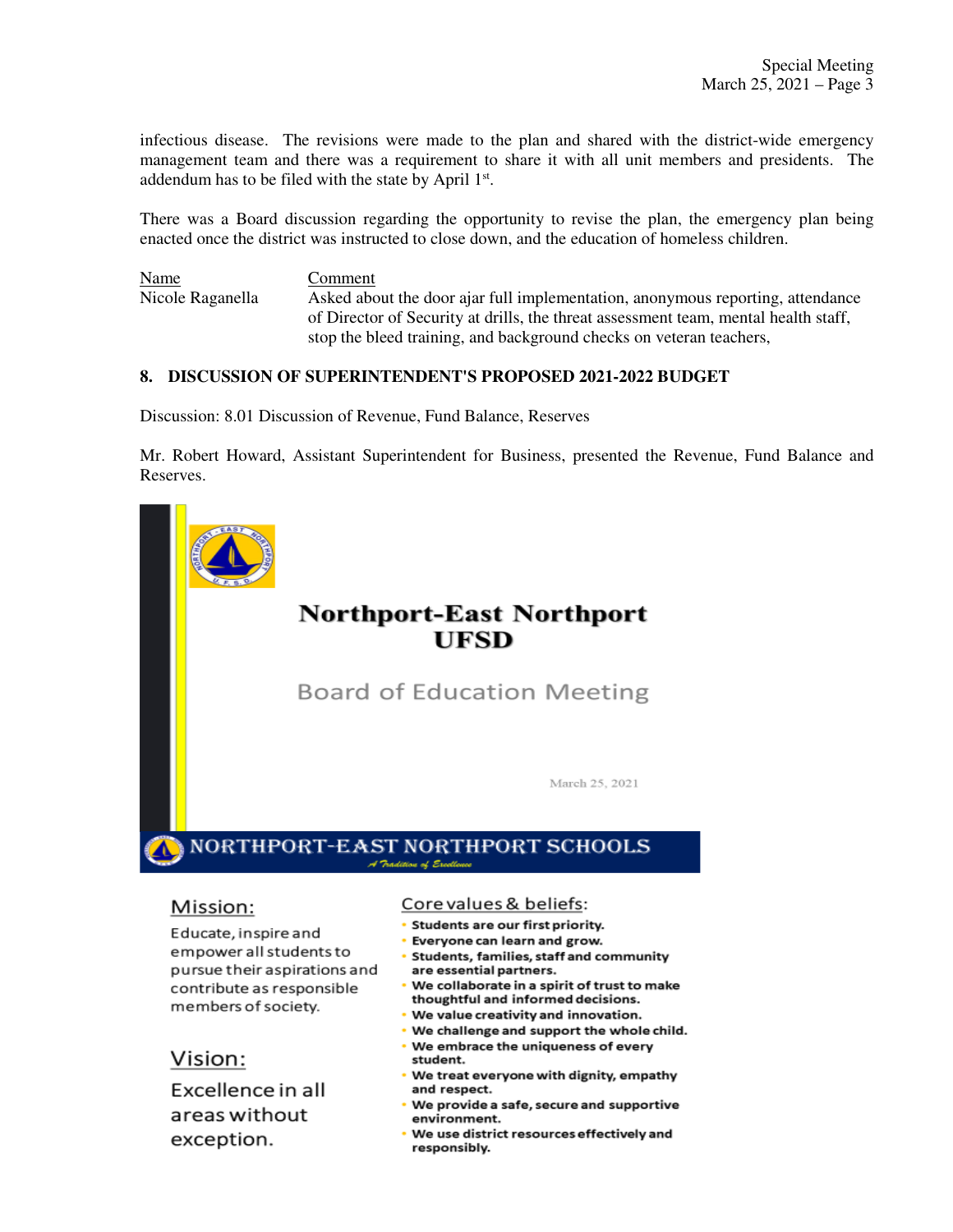infectious disease. The revisions were made to the plan and shared with the district-wide emergency management team and there was a requirement to share it with all unit members and presidents. The addendum has to be filed with the state by April 1st.

There was a Board discussion regarding the opportunity to revise the plan, the emergency plan being enacted once the district was instructed to close down, and the education of homeless children.

| Name | Comment |
|---|---|
| Nicole Raganella | Asked about the door ajar full implementation, anonymous reporting, attendance of Director of Security at drills, the threat assessment team, mental health staff, stop the bleed training, and background checks on veteran teachers, |

## 8. DISCUSSION OF SUPERINTENDENT'S PROPOSED 2021-2022 BUDGET

Discussion: 8.01 Discussion of Revenue, Fund Balance, Reserves

Mr. Robert Howard, Assistant Superintendent for Business, presented the Revenue, Fund Balance and Reserves.

**Northport-East Northport UFSD**

Board of Education Meeting

March 25, 2021

NORTHPORT-EAST NORTHPORT SCHOOLS

*A Tradition of Excellence*

**Mission:**

Educate, inspire and empower all students to pursue their aspirations and contribute as responsible members of society.

**Vision:**

Excellence in all areas without exception.

**Core values & beliefs:**

- Students are our first priority.
- Everyone can learn and grow.
- Students, families, staff and community are essential partners.
- We collaborate in a spirit of trust to make thoughtful and informed decisions.
- We value creativity and innovation.
- We challenge and support the whole child.
- We embrace the uniqueness of every student.
- We treat everyone with dignity, empathy and respect.
- We provide a safe, secure and supportive environment.
- We use district resources effectively and responsibly.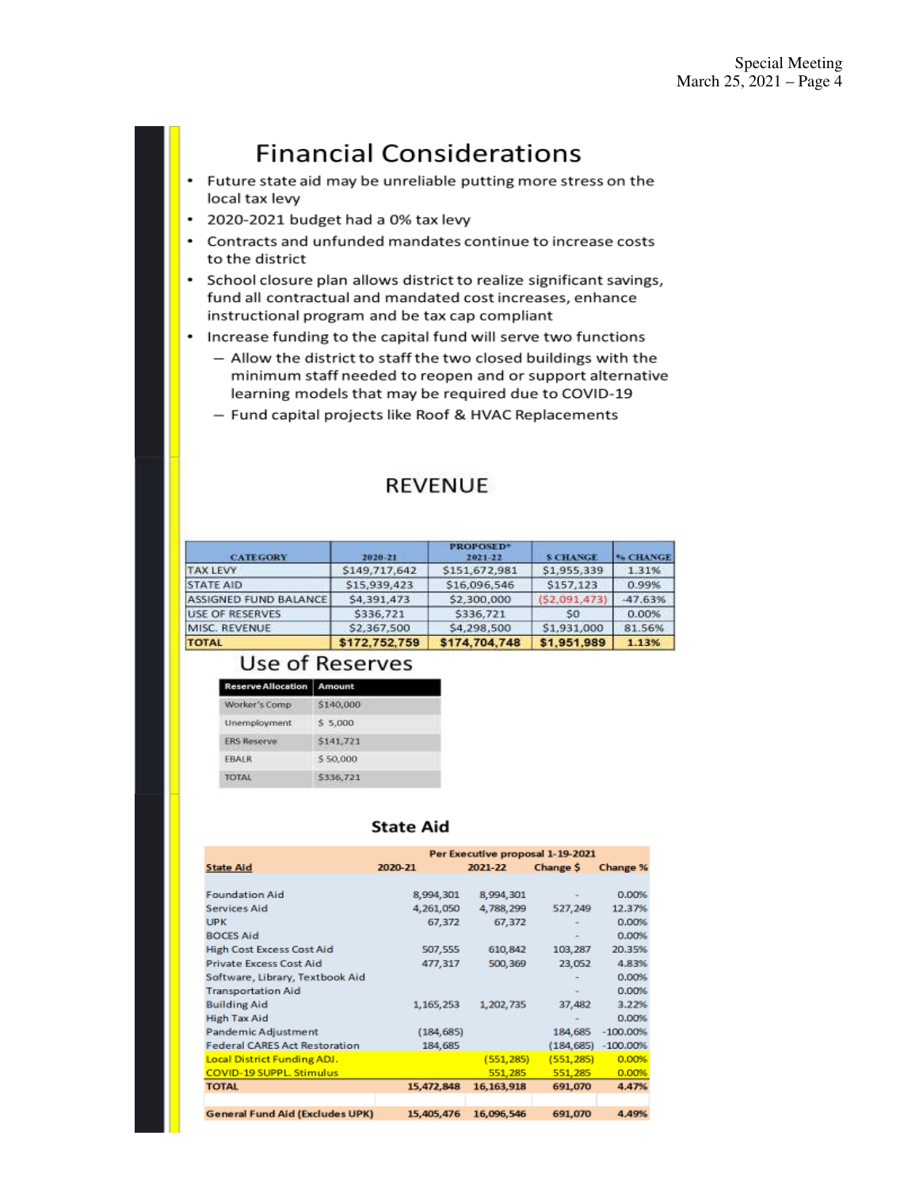## Financial Considerations

- Future state aid may be unreliable putting more stress on the local tax levy
- 2020-2021 budget had a 0% tax levy
- Contracts and unfunded mandates continue to increase costs to the district
- School closure plan allows district to realize significant savings, fund all contractual and mandated cost increases, enhance instructional program and be tax cap compliant
- Increase funding to the capital fund will serve two functions
  - Allow the district to staff the two closed buildings with the minimum staff needed to reopen and or support alternative learning models that may be required due to COVID-19
  - Fund capital projects like Roof & HVAC Replacements

## REVENUE

| CATEGORY | 2020-21 | PROPOSED* 2021-22 | $ CHANGE | % CHANGE |
|---|---|---|---|---|
| TAX LEVY | $149,717,642 | $151,672,981 | $1,955,339 | 1.31% |
| STATE AID | $15,939,423 | $16,096,546 | $157,123 | 0.99% |
| ASSIGNED FUND BALANCE | $4,391,473 | $2,300,000 | ($2,091,473) | -47.63% |
| USE OF RESERVES | $336,721 | $336,721 | $0 | 0.00% |
| MISC. REVENUE | $2,367,500 | $4,298,500 | $1,931,000 | 81.56% |
| **TOTAL** | **$172,752,759** | **$174,704,748** | **$1,951,989** | **1.13%** |

## Use of Reserves

| Reserve Allocation | Amount |
|---|---|
| Worker's Comp | $140,000 |
| Unemployment | $ 5,000 |
| ERS Reserve | $141,721 |
| EBALR | $ 50,000 |
| TOTAL | $336,721 |

## State Aid

| State Aid | Per Executive proposal 1-19-2021 | | | |
|---|---|---|---|---|
| | 2020-21 | 2021-22 | Change $ | Change % |
| Foundation Aid | 8,994,301 | 8,994,301 | - | 0.00% |
| Services Aid | 4,261,050 | 4,788,299 | 527,249 | 12.37% |
| UPK | 67,372 | 67,372 | - | 0.00% |
| BOCES Aid | | | - | 0.00% |
| High Cost Excess Cost Aid | 507,555 | 610,842 | 103,287 | 20.35% |
| Private Excess Cost Aid | 477,317 | 500,369 | 23,052 | 4.83% |
| Software, Library, Textbook Aid | | | - | 0.00% |
| Transportation Aid | | | - | 0.00% |
| Building Aid | 1,165,253 | 1,202,735 | 37,482 | 3.22% |
| High Tax Aid | | | - | 0.00% |
| Pandemic Adjustment | (184,685) | | 184,685 | -100.00% |
| Federal CARES Act Restoration | 184,685 | | (184,685) | -100.00% |
| Local District Funding ADJ. | | (551,285) | (551,285) | 0.00% |
| COVID-19 SUPPL. Stimulus | | 551,285 | 551,285 | 0.00% |
| **TOTAL** | **15,472,848** | **16,163,918** | **691,070** | **4.47%** |
| | | | | |
| **General Fund Aid (Excludes UPK)** | **15,405,476** | **16,096,546** | **691,070** | **4.49%** |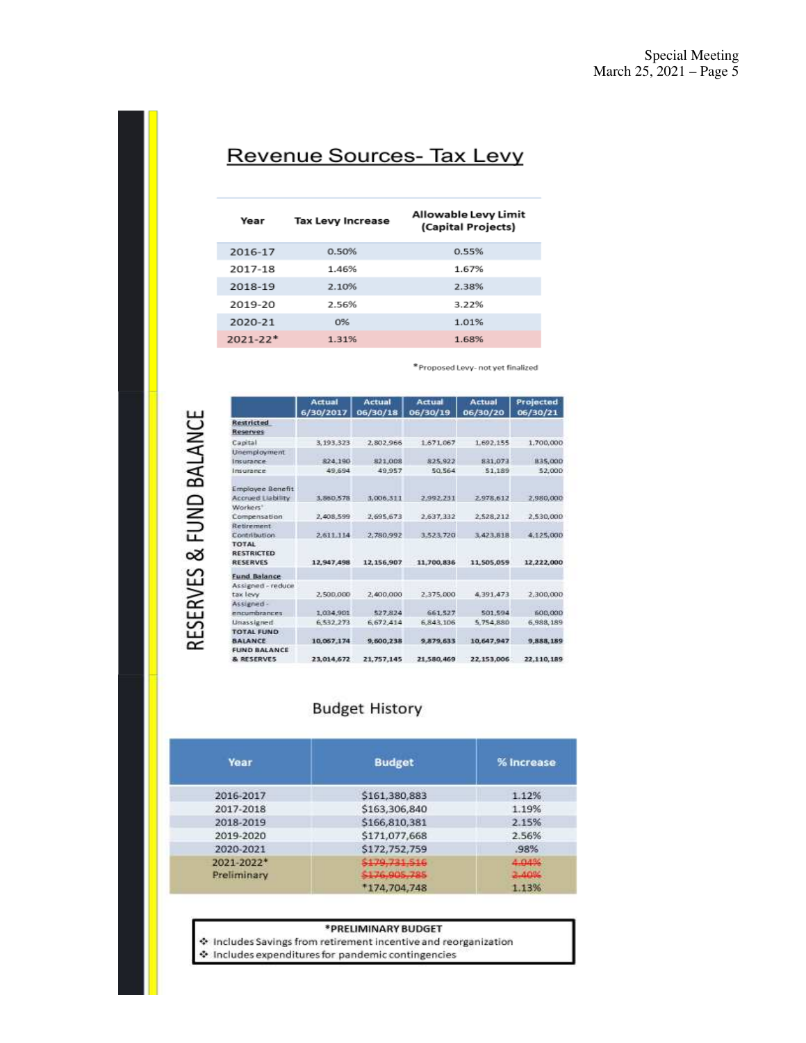## Revenue Sources- Tax Levy

| Year | Tax Levy Increase | Allowable Levy Limit (Capital Projects) |
|---|---|---|
| 2016-17 | 0.50% | 0.55% |
| 2017-18 | 1.46% | 1.67% |
| 2018-19 | 2.10% | 2.38% |
| 2019-20 | 2.56% | 3.22% |
| 2020-21 | 0% | 1.01% |
| 2021-22* | 1.31% | 1.68% |

*Proposed Levy- not yet finalized

## RESERVES & FUND BALANCE

| | Actual 6/30/2017 | Actual 06/30/18 | Actual 06/30/19 | Actual 06/30/20 | Projected 06/30/21 |
|---|---|---|---|---|---|
| **Restricted Reserves** | | | | | |
| Capital | 3,193,323 | 2,802,966 | 1,671,067 | 1,692,155 | 1,700,000 |
| Unemployment Insurance | 824,190 | 821,008 | 825,922 | 831,073 | 835,000 |
| Insurance | 49,694 | 49,957 | 50,564 | 51,189 | 52,000 |
| Employee Benefit Accrued Liability | 3,860,578 | 3,006,311 | 2,992,231 | 2,978,612 | 2,980,000 |
| Workers' Compensation | 2,408,599 | 2,695,673 | 2,637,332 | 2,528,212 | 2,530,000 |
| Retirement Contribution | 2,611,114 | 2,780,992 | 3,523,720 | 3,423,818 | 4,125,000 |
| **TOTAL RESTRICTED RESERVES** | **12,947,498** | **12,156,907** | **11,700,836** | **11,505,059** | **12,222,000** |
| **Fund Balance** | | | | | |
| Assigned - reduce tax levy | 2,500,000 | 2,400,000 | 2,375,000 | 4,391,473 | 2,300,000 |
| Assigned - encumbrances | 1,034,901 | 527,824 | 661,527 | 501,594 | 600,000 |
| Unassigned | 6,532,273 | 6,672,414 | 6,843,106 | 5,754,880 | 6,988,189 |
| **TOTAL FUND BALANCE** | **10,067,174** | **9,600,238** | **9,879,633** | **10,647,947** | **9,888,189** |
| **FUND BALANCE & RESERVES** | **23,014,672** | **21,757,145** | **21,580,469** | **22,153,006** | **22,110,189** |

## Budget History

| Year | Budget | % Increase |
|---|---|---|
| 2016-2017 | $161,380,883 | 1.12% |
| 2017-2018 | $163,306,840 | 1.19% |
| 2018-2019 | $166,810,381 | 2.15% |
| 2019-2020 | $171,077,668 | 2.56% |
| 2020-2021 | $172,752,759 | .98% |
| 2021-2022* Preliminary | ~~$179,731,516~~ ~~$176,905,785~~ *174,704,748 | ~~4.04%~~ ~~2.40%~~ 1.13% |

**\*PRELIMINARY BUDGET**

- Includes Savings from retirement incentive and reorganization
- Includes expenditures for pandemic contingencies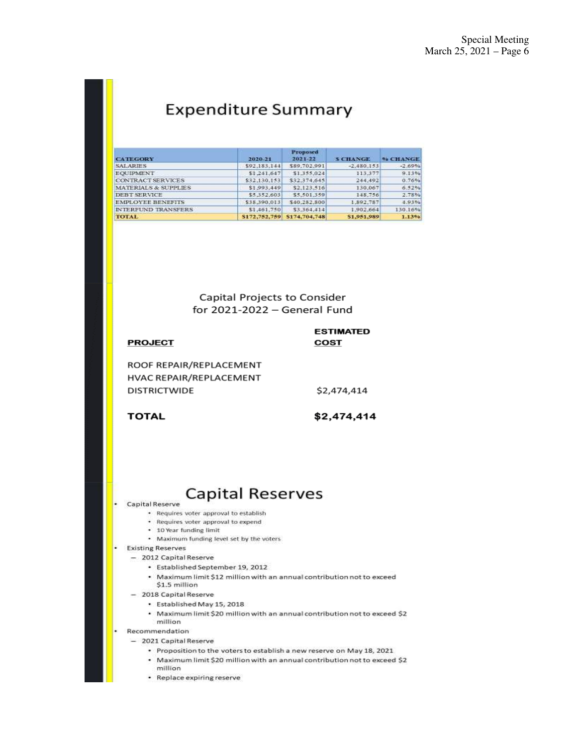## Expenditure Summary

| CATEGORY | 2020-21 | Proposed 2021-22 | $ CHANGE | % CHANGE |
|---|---|---|---|---|
| SALARIES | $92,183,144 | $89,702,991 | -2,480,153 | -2.69% |
| EQUIPMENT | $1,241,647 | $1,355,024 | 113,377 | 9.13% |
| CONTRACT SERVICES | $32,130,153 | $32,374,645 | 244,492 | 0.76% |
| MATERIALS & SUPPLIES | $1,993,449 | $2,123,516 | 130,067 | 6.52% |
| DEBT SERVICE | $5,352,603 | $5,501,359 | 148,756 | 2.78% |
| EMPLOYEE BENEFITS | $38,390,013 | $40,282,800 | 1,892,787 | 4.93% |
| INTERFUND TRANSFERS | $1,461,750 | $3,364,414 | 1,902,664 | 130.16% |
| TOTAL | $172,752,759 | $174,704,748 | $1,951,989 | 1.13% |

### Capital Projects to Consider for 2021-2022 – General Fund

| PROJECT | ESTIMATED COST |
|---|---|
| ROOF REPAIR/REPLACEMENT | |
| HVAC REPAIR/REPLACEMENT | |
| DISTRICTWIDE | $2,474,414 |
| **TOTAL** | **$2,474,414** |

## Capital Reserves

- Capital Reserve
  - Requires voter approval to establish
  - Requires voter approval to expend
  - 10 Year funding limit
  - Maximum funding level set by the voters
- Existing Reserves
  - 2012 Capital Reserve
    - Established September 19, 2012
    - Maximum limit $12 million with an annual contribution not to exceed $1.5 million
  - 2018 Capital Reserve
    - Established May 15, 2018
    - Maximum limit $20 million with an annual contribution not to exceed $2 million
- Recommendation
  - 2021 Capital Reserve
    - Proposition to the voters to establish a new reserve on May 18, 2021
    - Maximum limit $20 million with an annual contribution not to exceed $2 million
    - Replace expiring reserve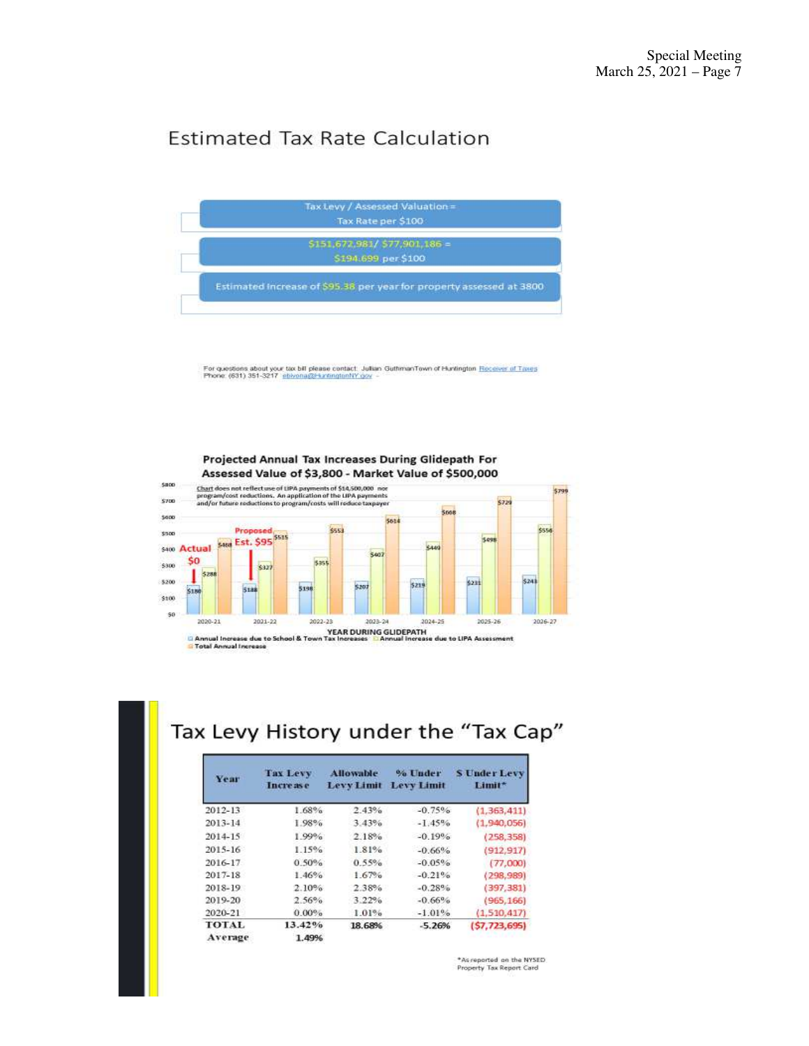## Estimated Tax Rate Calculation

Tax Levy / Assessed Valuation = Tax Rate per $100

$151,672,981/ $77,901,186 = $194.699 per $100

Estimated Increase of $95.38 per year for property assessed at 3800

For questions about your tax bill please contact: Julian GuthmanTown of Huntington Receiver of Taxes Phone: (631) 351-3217 ebivona@HuntingtonNY.gov

### Projected Annual Tax Increases During Glidepath For Assessed Value of $3,800 - Market Value of $500,000

Chart does not reflect use of LIPA payments of $14,500,000 nor program/cost reductions. An application of the LIPA payments and/or future reductions to program/costs will reduce taxpayer

Actual $0

Proposed Est. $95

| YEAR DURING GLIDEPATH | Annual Increase due to School & Town Tax Increases | Annual Increase due to LIPA Assessment | Total Annual Increase |
|---|---|---|---|
| 2020-21 | $180 | $288 | $468 |
| 2021-22 | $188 | $327 | $515 |
| 2022-23 | $198 | $355 | $553 |
| 2023-24 | $207 | $407 | $614 |
| 2024-25 | $219 | $449 | $668 |
| 2025-26 | $231 | $498 | $729 |
| 2026-27 | $243 | $556 | $799 |

## Tax Levy History under the "Tax Cap"

| Year | Tax Levy Increase | Allowable Levy Limit | % Under Levy Limit | $ Under Levy Limit* |
|---|---|---|---|---|
| 2012-13 | 1.68% | 2.43% | -0.75% | (1,363,411) |
| 2013-14 | 1.98% | 3.43% | -1.45% | (1,940,056) |
| 2014-15 | 1.99% | 2.18% | -0.19% | (258,358) |
| 2015-16 | 1.15% | 1.81% | -0.66% | (912,917) |
| 2016-17 | 0.50% | 0.55% | -0.05% | (77,000) |
| 2017-18 | 1.46% | 1.67% | -0.21% | (298,989) |
| 2018-19 | 2.10% | 2.38% | -0.28% | (397,381) |
| 2019-20 | 2.56% | 3.22% | -0.66% | (965,166) |
| 2020-21 | 0.00% | 1.01% | -1.01% | (1,510,417) |
| **TOTAL** | **13.42%** | **18.68%** | **-5.26%** | **($7,723,695)** |
| **Average** | **1.49%** | | | |

*As reported on the NYSED Property Tax Report Card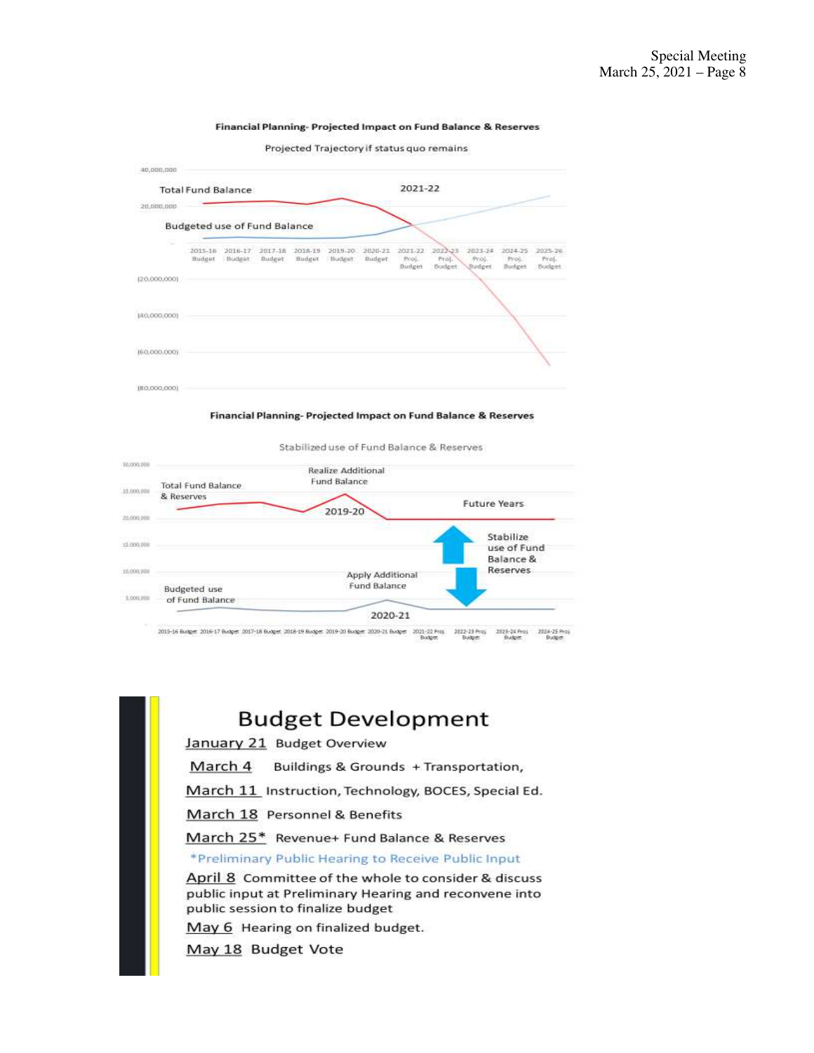**Financial Planning- Projected Impact on Fund Balance & Reserves**

Projected Trajectory if status quo remains

Total Fund Balance

Budgeted use of Fund Balance

2021-22

40,000,000
20,000,000
(20,000,000)
(40,000,000)
(60,000,000)
(80,000,000)

2015-16 Budget | 2016-17 Budget | 2017-18 Budget | 2018-19 Budget | 2019-20 Budget | 2020-21 Budget | 2021-22 Proj. Budget | 2022-23 Proj. Budget | 2023-24 Proj. Budget | 2024-25 Proj. Budget | 2025-26 Proj. Budget

**Financial Planning- Projected Impact on Fund Balance & Reserves**

Stabilized use of Fund Balance & Reserves

Total Fund Balance & Reserves

Realize Additional Fund Balance

2019-20

Future Years

Stabilize use of Fund Balance & Reserves

Apply Additional Fund Balance

Budgeted use of Fund Balance

2020-21

2015-16 Budget | 2016-17 Budget | 2017-18 Budget | 2018-19 Budget | 2019-20 Budget | 2020-21 Budget | 2021-22 Proj. Budget | 2022-23 Proj. Budget | 2023-24 Proj. Budget | 2024-25 Proj. Budget

# Budget Development

<u>January 21</u> Budget Overview

<u>March 4</u> Buildings & Grounds + Transportation,

<u>March 11</u> Instruction, Technology, BOCES, Special Ed.

<u>March 18</u> Personnel & Benefits

<u>March 25*</u> Revenue+ Fund Balance & Reserves

*Preliminary Public Hearing to Receive Public Input

<u>April 8</u> Committee of the whole to consider & discuss public input at Preliminary Hearing and reconvene into public session to finalize budget

<u>May 6</u> Hearing on finalized budget.

<u>May 18</u> Budget Vote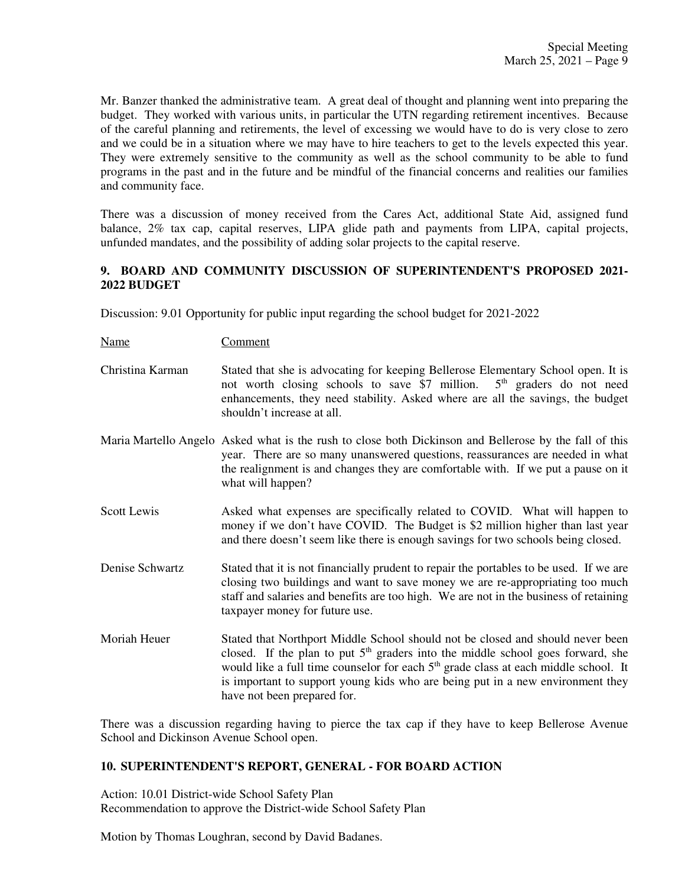Mr. Banzer thanked the administrative team. A great deal of thought and planning went into preparing the budget. They worked with various units, in particular the UTN regarding retirement incentives. Because of the careful planning and retirements, the level of excessing we would have to do is very close to zero and we could be in a situation where we may have to hire teachers to get to the levels expected this year. They were extremely sensitive to the community as well as the school community to be able to fund programs in the past and in the future and be mindful of the financial concerns and realities our families and community face.

There was a discussion of money received from the Cares Act, additional State Aid, assigned fund balance, 2% tax cap, capital reserves, LIPA glide path and payments from LIPA, capital projects, unfunded mandates, and the possibility of adding solar projects to the capital reserve.

### 9. BOARD AND COMMUNITY DISCUSSION OF SUPERINTENDENT'S PROPOSED 2021-2022 BUDGET

Discussion: 9.01 Opportunity for public input regarding the school budget for 2021-2022

| Name | Comment |
|---|---|
| Christina Karman | Stated that she is advocating for keeping Bellerose Elementary School open. It is not worth closing schools to save $7 million. 5th graders do not need enhancements, they need stability. Asked where are all the savings, the budget shouldn't increase at all. |
| Maria Martello Angelo | Asked what is the rush to close both Dickinson and Bellerose by the fall of this year. There are so many unanswered questions, reassurances are needed in what the realignment is and changes they are comfortable with. If we put a pause on it what will happen? |
| Scott Lewis | Asked what expenses are specifically related to COVID. What will happen to money if we don't have COVID. The Budget is $2 million higher than last year and there doesn't seem like there is enough savings for two schools being closed. |
| Denise Schwartz | Stated that it is not financially prudent to repair the portables to be used. If we are closing two buildings and want to save money we are re-appropriating too much staff and salaries and benefits are too high. We are not in the business of retaining taxpayer money for future use. |
| Moriah Heuer | Stated that Northport Middle School should not be closed and should never been closed. If the plan to put 5th graders into the middle school goes forward, she would like a full time counselor for each 5th grade class at each middle school. It is important to support young kids who are being put in a new environment they have not been prepared for. |

There was a discussion regarding having to pierce the tax cap if they have to keep Bellerose Avenue School and Dickinson Avenue School open.

### 10. SUPERINTENDENT'S REPORT, GENERAL - FOR BOARD ACTION

Action: 10.01 District-wide School Safety Plan
Recommendation to approve the District-wide School Safety Plan

Motion by Thomas Loughran, second by David Badanes.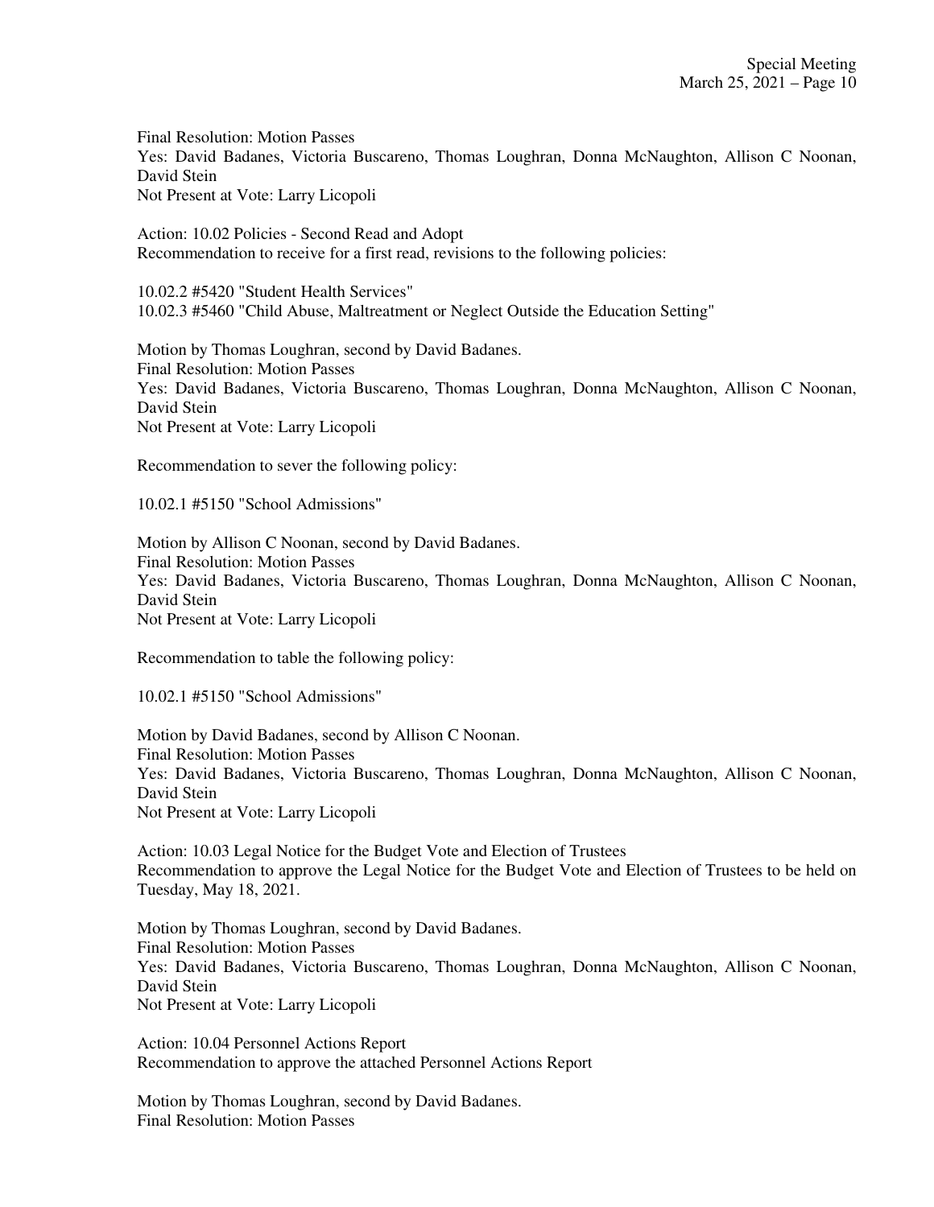Final Resolution: Motion Passes
Yes: David Badanes, Victoria Buscareno, Thomas Loughran, Donna McNaughton, Allison C Noonan, David Stein
Not Present at Vote: Larry Licopoli

Action: 10.02 Policies - Second Read and Adopt
Recommendation to receive for a first read, revisions to the following policies:

10.02.2 #5420 "Student Health Services"
10.02.3 #5460 "Child Abuse, Maltreatment or Neglect Outside the Education Setting"

Motion by Thomas Loughran, second by David Badanes.
Final Resolution: Motion Passes
Yes: David Badanes, Victoria Buscareno, Thomas Loughran, Donna McNaughton, Allison C Noonan, David Stein
Not Present at Vote: Larry Licopoli

Recommendation to sever the following policy:

10.02.1 #5150 "School Admissions"

Motion by Allison C Noonan, second by David Badanes.
Final Resolution: Motion Passes
Yes: David Badanes, Victoria Buscareno, Thomas Loughran, Donna McNaughton, Allison C Noonan, David Stein
Not Present at Vote: Larry Licopoli

Recommendation to table the following policy:

10.02.1 #5150 "School Admissions"

Motion by David Badanes, second by Allison C Noonan.
Final Resolution: Motion Passes
Yes: David Badanes, Victoria Buscareno, Thomas Loughran, Donna McNaughton, Allison C Noonan, David Stein
Not Present at Vote: Larry Licopoli

Action: 10.03 Legal Notice for the Budget Vote and Election of Trustees
Recommendation to approve the Legal Notice for the Budget Vote and Election of Trustees to be held on Tuesday, May 18, 2021.

Motion by Thomas Loughran, second by David Badanes.
Final Resolution: Motion Passes
Yes: David Badanes, Victoria Buscareno, Thomas Loughran, Donna McNaughton, Allison C Noonan, David Stein
Not Present at Vote: Larry Licopoli

Action: 10.04 Personnel Actions Report
Recommendation to approve the attached Personnel Actions Report

Motion by Thomas Loughran, second by David Badanes.
Final Resolution: Motion Passes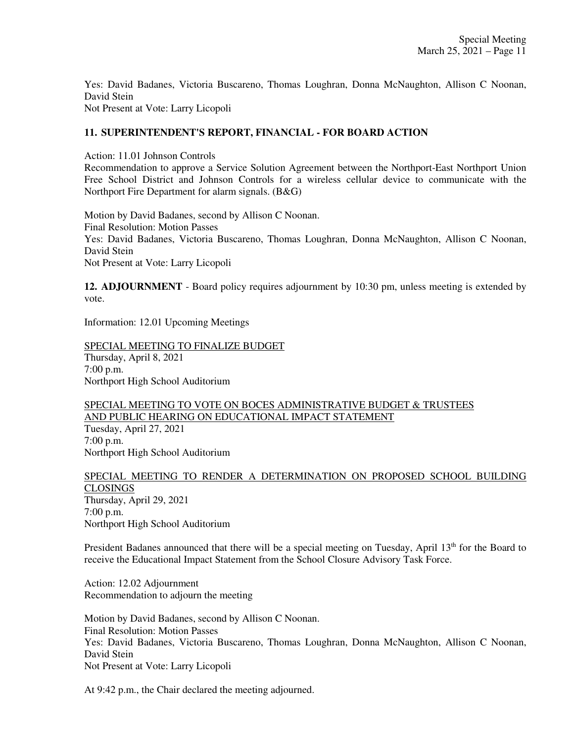Yes: David Badanes, Victoria Buscareno, Thomas Loughran, Donna McNaughton, Allison C Noonan, David Stein
Not Present at Vote: Larry Licopoli

**11. SUPERINTENDENT'S REPORT, FINANCIAL - FOR BOARD ACTION**

Action: 11.01 Johnson Controls
Recommendation to approve a Service Solution Agreement between the Northport-East Northport Union Free School District and Johnson Controls for a wireless cellular device to communicate with the Northport Fire Department for alarm signals. (B&G)

Motion by David Badanes, second by Allison C Noonan.
Final Resolution: Motion Passes
Yes: David Badanes, Victoria Buscareno, Thomas Loughran, Donna McNaughton, Allison C Noonan, David Stein
Not Present at Vote: Larry Licopoli

**12. ADJOURNMENT** - Board policy requires adjournment by 10:30 pm, unless meeting is extended by vote.

Information: 12.01 Upcoming Meetings

<u>SPECIAL MEETING TO FINALIZE BUDGET</u>
Thursday, April 8, 2021
7:00 p.m.
Northport High School Auditorium

<u>SPECIAL MEETING TO VOTE ON BOCES ADMINISTRATIVE BUDGET & TRUSTEES AND PUBLIC HEARING ON EDUCATIONAL IMPACT STATEMENT</u>
Tuesday, April 27, 2021
7:00 p.m.
Northport High School Auditorium

<u>SPECIAL MEETING TO RENDER A DETERMINATION ON PROPOSED SCHOOL BUILDING CLOSINGS</u>
Thursday, April 29, 2021
7:00 p.m.
Northport High School Auditorium

President Badanes announced that there will be a special meeting on Tuesday, April 13th for the Board to receive the Educational Impact Statement from the School Closure Advisory Task Force.

Action: 12.02 Adjournment
Recommendation to adjourn the meeting

Motion by David Badanes, second by Allison C Noonan.
Final Resolution: Motion Passes
Yes: David Badanes, Victoria Buscareno, Thomas Loughran, Donna McNaughton, Allison C Noonan, David Stein
Not Present at Vote: Larry Licopoli

At 9:42 p.m., the Chair declared the meeting adjourned.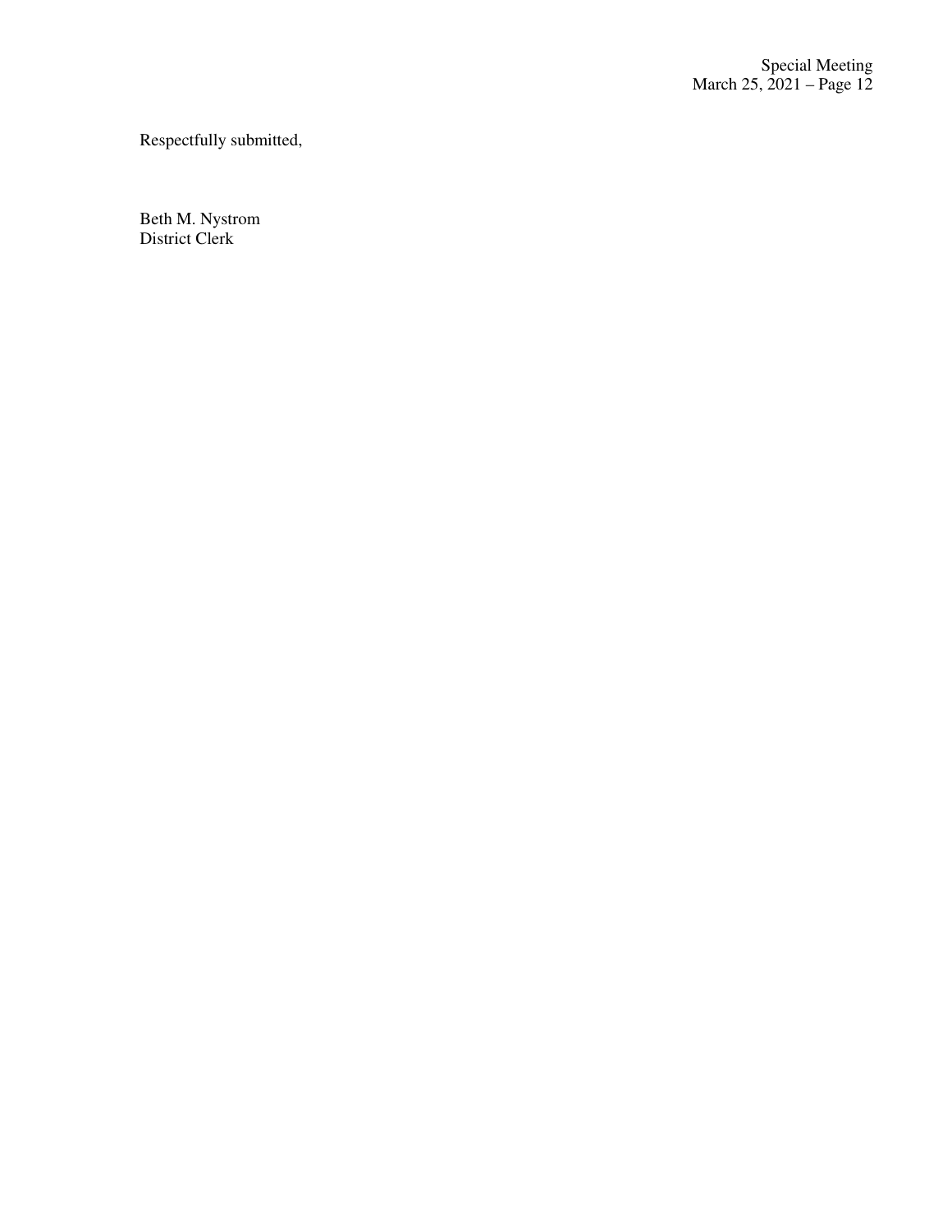Respectfully submitted,

Beth M. Nystrom
District Clerk